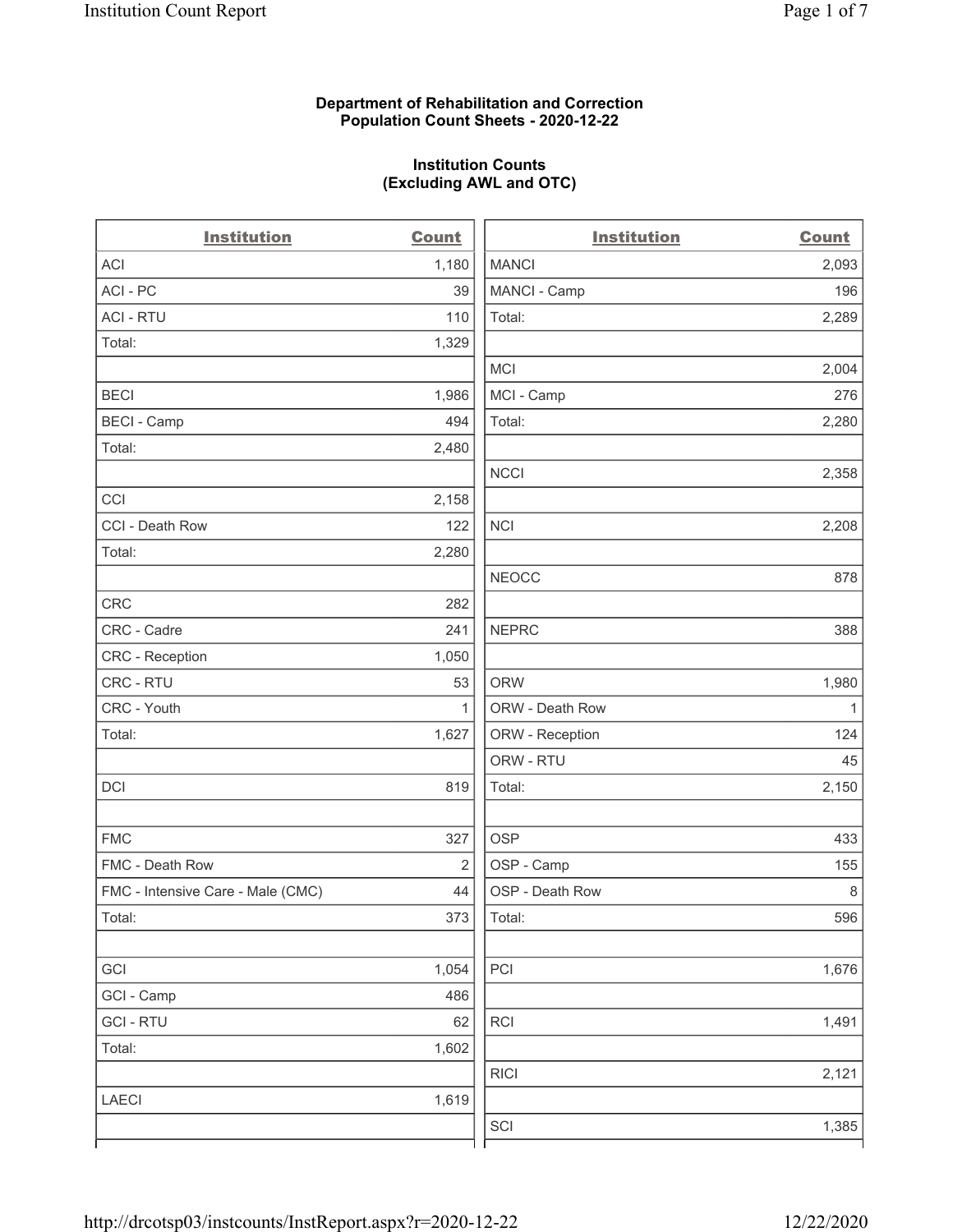**Department of Rehabilitation and Correction**
**Population Count Sheets - 2020-12-22**

**Institution Counts**
**(Excluding AWL and OTC)**

| Institution | Count |
|---|---|
| ACI | 1,180 |
| ACI - PC | 39 |
| ACI - RTU | 110 |
| Total: | 1,329 |
| | |
| BECI | 1,986 |
| BECI - Camp | 494 |
| Total: | 2,480 |
| | |
| CCI | 2,158 |
| CCI - Death Row | 122 |
| Total: | 2,280 |
| | |
| CRC | 282 |
| CRC - Cadre | 241 |
| CRC - Reception | 1,050 |
| CRC - RTU | 53 |
| CRC - Youth | 1 |
| Total: | 1,627 |
| | |
| DCI | 819 |
| | |
| FMC | 327 |
| FMC - Death Row | 2 |
| FMC - Intensive Care - Male (CMC) | 44 |
| Total: | 373 |
| | |
| GCI | 1,054 |
| GCI - Camp | 486 |
| GCI - RTU | 62 |
| Total: | 1,602 |
| | |
| LAECI | 1,619 |
| | |
| MANCI | 2,093 |
| MANCI - Camp | 196 |
| Total: | 2,289 |
| | |
| MCI | 2,004 |
| MCI - Camp | 276 |
| Total: | 2,280 |
| | |
| NCCI | 2,358 |
| | |
| NCI | 2,208 |
| | |
| NEOCC | 878 |
| | |
| NEPRC | 388 |
| | |
| ORW | 1,980 |
| ORW - Death Row | 1 |
| ORW - Reception | 124 |
| ORW - RTU | 45 |
| Total: | 2,150 |
| | |
| OSP | 433 |
| OSP - Camp | 155 |
| OSP - Death Row | 8 |
| Total: | 596 |
| | |
| PCI | 1,676 |
| | |
| RCI | 1,491 |
| | |
| RICI | 2,121 |
| | |
| SCI | 1,385 |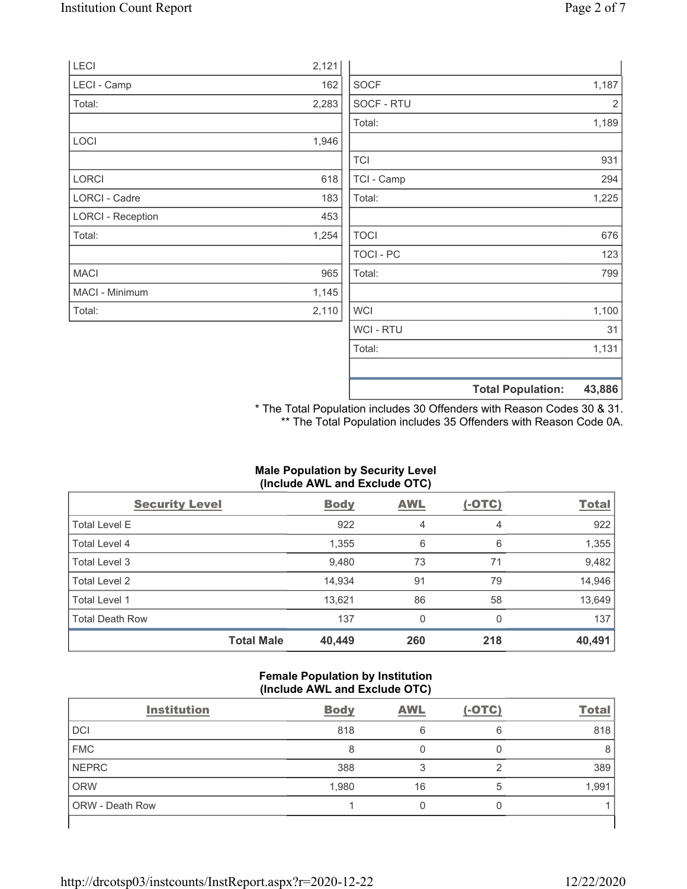| | | | |
|---|---|---|---|
| LECI | 2,121 | | |
| LECI - Camp | 162 | SOCF | 1,187 |
| Total: | 2,283 | SOCF - RTU | 2 |
| | | Total: | 1,189 |
| LOCI | 1,946 | | |
| | | TCI | 931 |
| LORCI | 618 | TCI - Camp | 294 |
| LORCI - Cadre | 183 | Total: | 1,225 |
| LORCI - Reception | 453 | | |
| Total: | 1,254 | TOCI | 676 |
| | | TOCI - PC | 123 |
| MACI | 965 | Total: | 799 |
| MACI - Minimum | 1,145 | | |
| Total: | 2,110 | WCI | 1,100 |
| | | WCI - RTU | 31 |
| | | Total: | 1,131 |
| | | | |
| | | **Total Population:** | **43,886** |

\* The Total Population includes 30 Offenders with Reason Codes 30 & 31.
\*\* The Total Population includes 35 Offenders with Reason Code 0A.

### Male Population by Security Level (Include AWL and Exclude OTC)

| Security Level | Body | AWL | (-OTC) | Total |
|---|---|---|---|---|
| Total Level E | 922 | 4 | 4 | 922 |
| Total Level 4 | 1,355 | 6 | 6 | 1,355 |
| Total Level 3 | 9,480 | 73 | 71 | 9,482 |
| Total Level 2 | 14,934 | 91 | 79 | 14,946 |
| Total Level 1 | 13,621 | 86 | 58 | 13,649 |
| Total Death Row | 137 | 0 | 0 | 137 |
| **Total Male** | **40,449** | **260** | **218** | **40,491** |

### Female Population by Institution (Include AWL and Exclude OTC)

| Institution | Body | AWL | (-OTC) | Total |
|---|---|---|---|---|
| DCI | 818 | 6 | 6 | 818 |
| FMC | 8 | 0 | 0 | 8 |
| NEPRC | 388 | 3 | 2 | 389 |
| ORW | 1,980 | 16 | 5 | 1,991 |
| ORW - Death Row | 1 | 0 | 0 | 1 |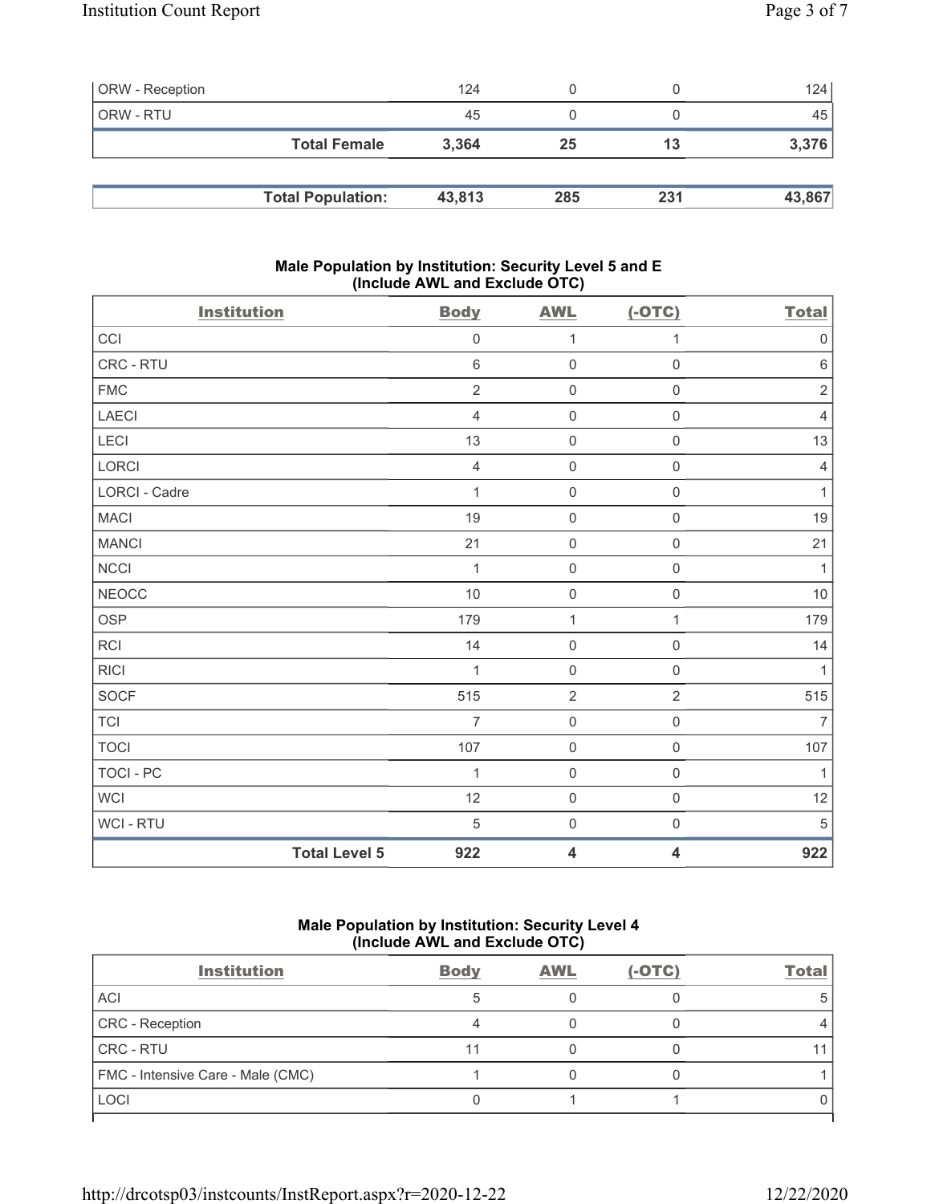| | | | | |
|---|---|---|---|---|
| ORW - Reception | 124 | 0 | 0 | 124 |
| ORW - RTU | 45 | 0 | 0 | 45 |
| **Total Female** | **3,364** | **25** | **13** | **3,376** |

| | | | | |
|---|---|---|---|---|
| **Total Population:** | **43,813** | **285** | **231** | **43,867** |

### Male Population by Institution: Security Level 5 and E (Include AWL and Exclude OTC)

| Institution | Body | AWL | (-OTC) | Total |
|---|---|---|---|---|
| CCI | 0 | 1 | 1 | 0 |
| CRC - RTU | 6 | 0 | 0 | 6 |
| FMC | 2 | 0 | 0 | 2 |
| LAECI | 4 | 0 | 0 | 4 |
| LECI | 13 | 0 | 0 | 13 |
| LORCI | 4 | 0 | 0 | 4 |
| LORCI - Cadre | 1 | 0 | 0 | 1 |
| MACI | 19 | 0 | 0 | 19 |
| MANCI | 21 | 0 | 0 | 21 |
| NCCI | 1 | 0 | 0 | 1 |
| NEOCC | 10 | 0 | 0 | 10 |
| OSP | 179 | 1 | 1 | 179 |
| RCI | 14 | 0 | 0 | 14 |
| RICI | 1 | 0 | 0 | 1 |
| SOCF | 515 | 2 | 2 | 515 |
| TCI | 7 | 0 | 0 | 7 |
| TOCI | 107 | 0 | 0 | 107 |
| TOCI - PC | 1 | 0 | 0 | 1 |
| WCI | 12 | 0 | 0 | 12 |
| WCI - RTU | 5 | 0 | 0 | 5 |
| **Total Level 5** | **922** | **4** | **4** | **922** |

### Male Population by Institution: Security Level 4 (Include AWL and Exclude OTC)

| Institution | Body | AWL | (-OTC) | Total |
|---|---|---|---|---|
| ACI | 5 | 0 | 0 | 5 |
| CRC - Reception | 4 | 0 | 0 | 4 |
| CRC - RTU | 11 | 0 | 0 | 11 |
| FMC - Intensive Care - Male (CMC) | 1 | 0 | 0 | 1 |
| LOCI | 0 | 1 | 1 | 0 |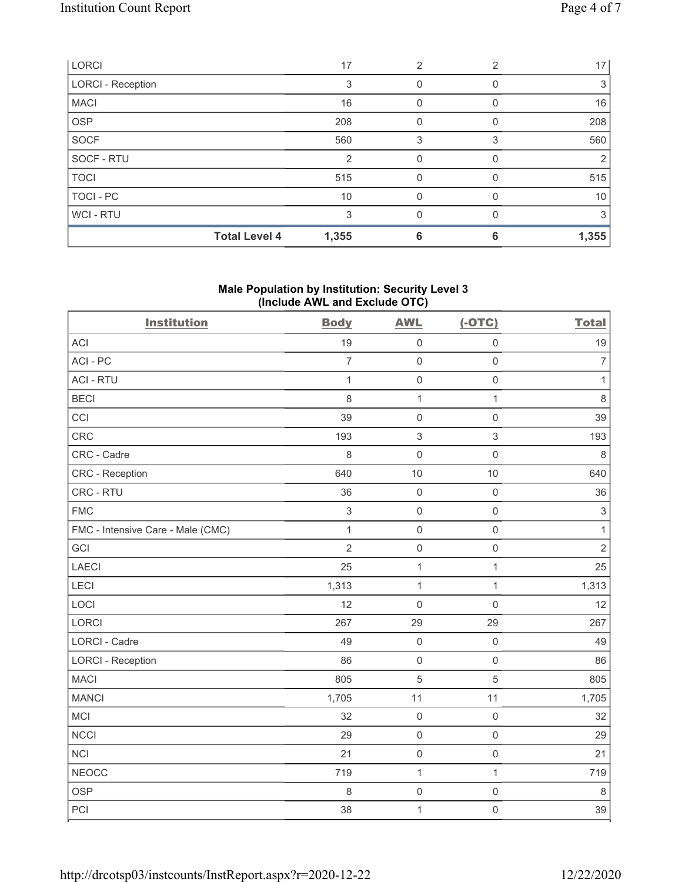| | | | | |
|---|---|---|---|---|
| LORCI | 17 | 2 | 2 | 17 |
| LORCI - Reception | 3 | 0 | 0 | 3 |
| MACI | 16 | 0 | 0 | 16 |
| OSP | 208 | 0 | 0 | 208 |
| SOCF | 560 | 3 | 3 | 560 |
| SOCF - RTU | 2 | 0 | 0 | 2 |
| TOCI | 515 | 0 | 0 | 515 |
| TOCI - PC | 10 | 0 | 0 | 10 |
| WCI - RTU | 3 | 0 | 0 | 3 |
| **Total Level 4** | **1,355** | **6** | **6** | **1,355** |

### Male Population by Institution: Security Level 3 (Include AWL and Exclude OTC)

| Institution | Body | AWL | (-OTC) | Total |
|---|---|---|---|---|
| ACI | 19 | 0 | 0 | 19 |
| ACI - PC | 7 | 0 | 0 | 7 |
| ACI - RTU | 1 | 0 | 0 | 1 |
| BECI | 8 | 1 | 1 | 8 |
| CCI | 39 | 0 | 0 | 39 |
| CRC | 193 | 3 | 3 | 193 |
| CRC - Cadre | 8 | 0 | 0 | 8 |
| CRC - Reception | 640 | 10 | 10 | 640 |
| CRC - RTU | 36 | 0 | 0 | 36 |
| FMC | 3 | 0 | 0 | 3 |
| FMC - Intensive Care - Male (CMC) | 1 | 0 | 0 | 1 |
| GCI | 2 | 0 | 0 | 2 |
| LAECI | 25 | 1 | 1 | 25 |
| LECI | 1,313 | 1 | 1 | 1,313 |
| LOCI | 12 | 0 | 0 | 12 |
| LORCI | 267 | 29 | 29 | 267 |
| LORCI - Cadre | 49 | 0 | 0 | 49 |
| LORCI - Reception | 86 | 0 | 0 | 86 |
| MACI | 805 | 5 | 5 | 805 |
| MANCI | 1,705 | 11 | 11 | 1,705 |
| MCI | 32 | 0 | 0 | 32 |
| NCCI | 29 | 0 | 0 | 29 |
| NCI | 21 | 0 | 0 | 21 |
| NEOCC | 719 | 1 | 1 | 719 |
| OSP | 8 | 0 | 0 | 8 |
| PCI | 38 | 1 | 0 | 39 |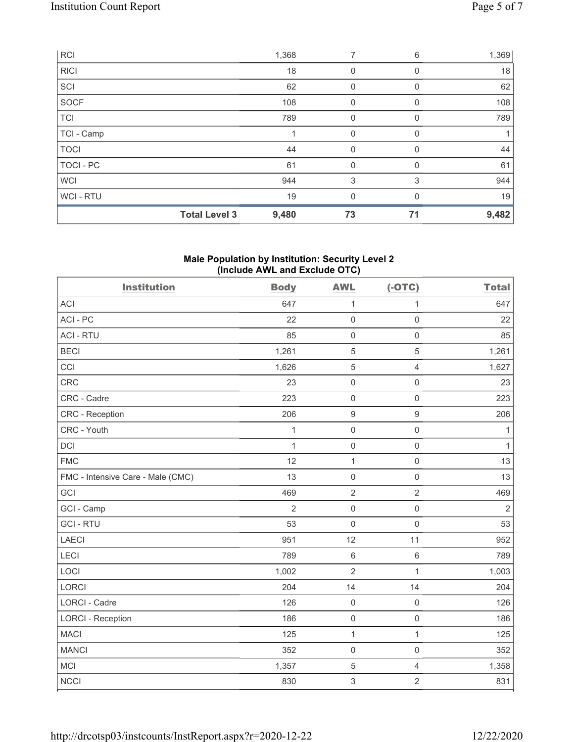| | | | | |
|---|---|---|---|---|
| RCI | 1,368 | 7 | 6 | 1,369 |
| RICI | 18 | 0 | 0 | 18 |
| SCI | 62 | 0 | 0 | 62 |
| SOCF | 108 | 0 | 0 | 108 |
| TCI | 789 | 0 | 0 | 789 |
| TCI - Camp | 1 | 0 | 0 | 1 |
| TOCI | 44 | 0 | 0 | 44 |
| TOCI - PC | 61 | 0 | 0 | 61 |
| WCI | 944 | 3 | 3 | 944 |
| WCI - RTU | 19 | 0 | 0 | 19 |
| **Total Level 3** | **9,480** | **73** | **71** | **9,482** |

## Male Population by Institution: Security Level 2
## (Include AWL and Exclude OTC)

| Institution | Body | AWL | (-OTC) | Total |
|---|---|---|---|---|
| ACI | 647 | 1 | 1 | 647 |
| ACI - PC | 22 | 0 | 0 | 22 |
| ACI - RTU | 85 | 0 | 0 | 85 |
| BECI | 1,261 | 5 | 5 | 1,261 |
| CCI | 1,626 | 5 | 4 | 1,627 |
| CRC | 23 | 0 | 0 | 23 |
| CRC - Cadre | 223 | 0 | 0 | 223 |
| CRC - Reception | 206 | 9 | 9 | 206 |
| CRC - Youth | 1 | 0 | 0 | 1 |
| DCI | 1 | 0 | 0 | 1 |
| FMC | 12 | 1 | 0 | 13 |
| FMC - Intensive Care - Male (CMC) | 13 | 0 | 0 | 13 |
| GCI | 469 | 2 | 2 | 469 |
| GCI - Camp | 2 | 0 | 0 | 2 |
| GCI - RTU | 53 | 0 | 0 | 53 |
| LAECI | 951 | 12 | 11 | 952 |
| LECI | 789 | 6 | 6 | 789 |
| LOCI | 1,002 | 2 | 1 | 1,003 |
| LORCI | 204 | 14 | 14 | 204 |
| LORCI - Cadre | 126 | 0 | 0 | 126 |
| LORCI - Reception | 186 | 0 | 0 | 186 |
| MACI | 125 | 1 | 1 | 125 |
| MANCI | 352 | 0 | 0 | 352 |
| MCI | 1,357 | 5 | 4 | 1,358 |
| NCCI | 830 | 3 | 2 | 831 |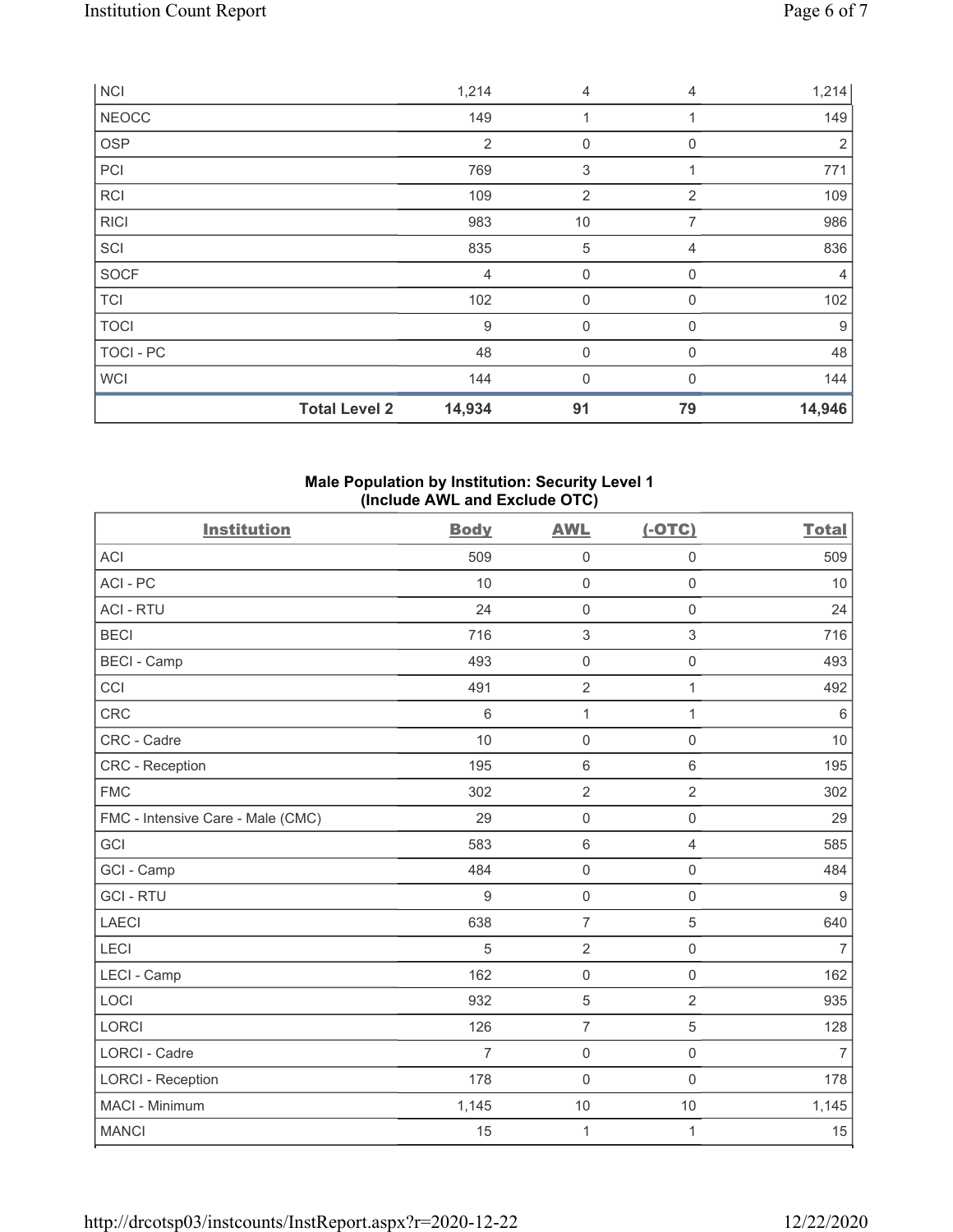| | | | | |
|---|---|---|---|---|
| NCI | 1,214 | 4 | 4 | 1,214 |
| NEOCC | 149 | 1 | 1 | 149 |
| OSP | 2 | 0 | 0 | 2 |
| PCI | 769 | 3 | 1 | 771 |
| RCI | 109 | 2 | 2 | 109 |
| RICI | 983 | 10 | 7 | 986 |
| SCI | 835 | 5 | 4 | 836 |
| SOCF | 4 | 0 | 0 | 4 |
| TCI | 102 | 0 | 0 | 102 |
| TOCI | 9 | 0 | 0 | 9 |
| TOCI - PC | 48 | 0 | 0 | 48 |
| WCI | 144 | 0 | 0 | 144 |
| **Total Level 2** | **14,934** | **91** | **79** | **14,946** |

**Male Population by Institution: Security Level 1**
**(Include AWL and Exclude OTC)**

| Institution | Body | AWL | (-OTC) | Total |
|---|---|---|---|---|
| ACI | 509 | 0 | 0 | 509 |
| ACI - PC | 10 | 0 | 0 | 10 |
| ACI - RTU | 24 | 0 | 0 | 24 |
| BECI | 716 | 3 | 3 | 716 |
| BECI - Camp | 493 | 0 | 0 | 493 |
| CCI | 491 | 2 | 1 | 492 |
| CRC | 6 | 1 | 1 | 6 |
| CRC - Cadre | 10 | 0 | 0 | 10 |
| CRC - Reception | 195 | 6 | 6 | 195 |
| FMC | 302 | 2 | 2 | 302 |
| FMC - Intensive Care - Male (CMC) | 29 | 0 | 0 | 29 |
| GCI | 583 | 6 | 4 | 585 |
| GCI - Camp | 484 | 0 | 0 | 484 |
| GCI - RTU | 9 | 0 | 0 | 9 |
| LAECI | 638 | 7 | 5 | 640 |
| LECI | 5 | 2 | 0 | 7 |
| LECI - Camp | 162 | 0 | 0 | 162 |
| LOCI | 932 | 5 | 2 | 935 |
| LORCI | 126 | 7 | 5 | 128 |
| LORCI - Cadre | 7 | 0 | 0 | 7 |
| LORCI - Reception | 178 | 0 | 0 | 178 |
| MACI - Minimum | 1,145 | 10 | 10 | 1,145 |
| MANCI | 15 | 1 | 1 | 15 |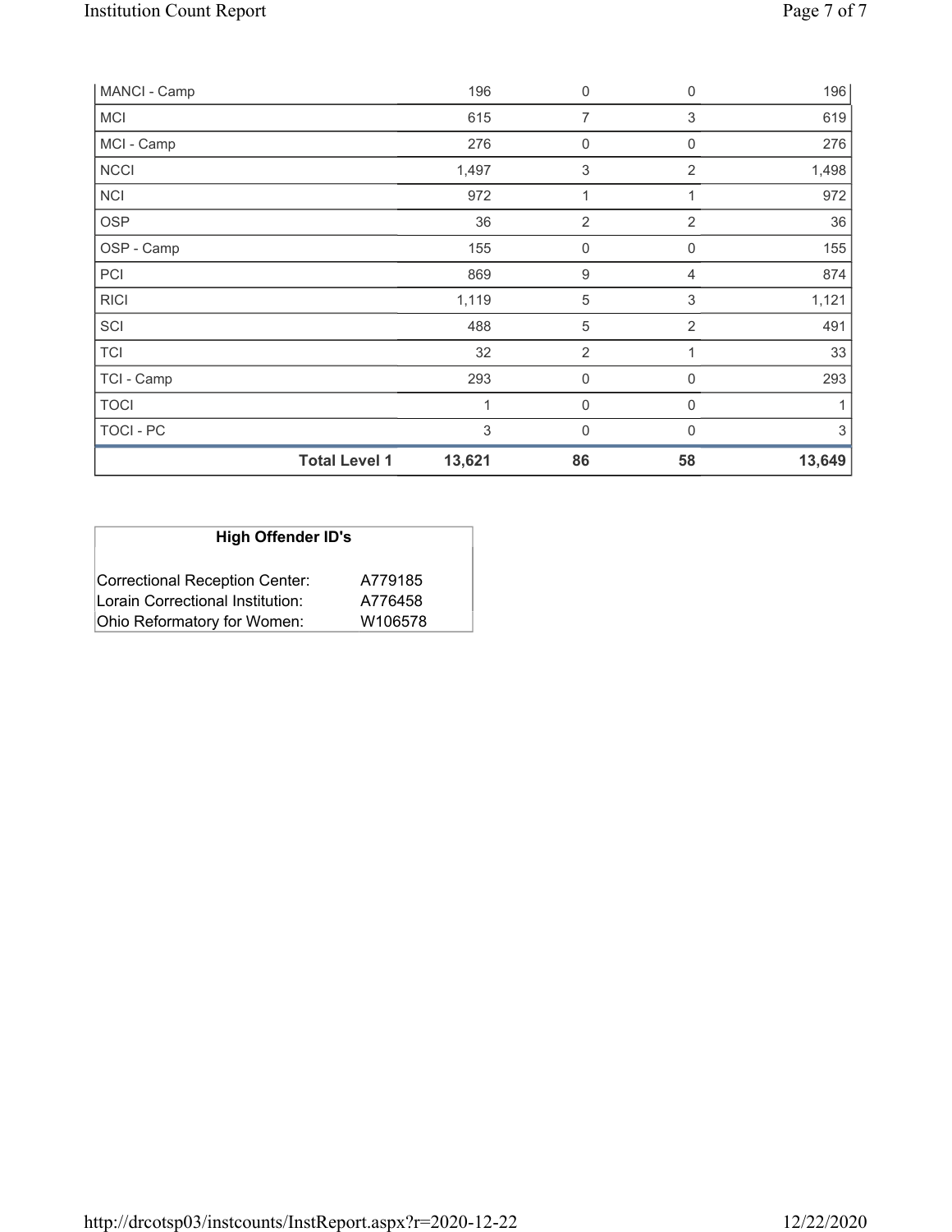| | | | | |
|---|---|---|---|---|
| MANCI - Camp | 196 | 0 | 0 | 196 |
| MCI | 615 | 7 | 3 | 619 |
| MCI - Camp | 276 | 0 | 0 | 276 |
| NCCI | 1,497 | 3 | 2 | 1,498 |
| NCI | 972 | 1 | 1 | 972 |
| OSP | 36 | 2 | 2 | 36 |
| OSP - Camp | 155 | 0 | 0 | 155 |
| PCI | 869 | 9 | 4 | 874 |
| RICI | 1,119 | 5 | 3 | 1,121 |
| SCI | 488 | 5 | 2 | 491 |
| TCI | 32 | 2 | 1 | 33 |
| TCI - Camp | 293 | 0 | 0 | 293 |
| TOCI | 1 | 0 | 0 | 1 |
| TOCI - PC | 3 | 0 | 0 | 3 |
| **Total Level 1** | **13,621** | **86** | **58** | **13,649** |

| **High Offender ID's** | |
|---|---|
| Correctional Reception Center: | A779185 |
| Lorain Correctional Institution: | A776458 |
| Ohio Reformatory for Women: | W106578 |